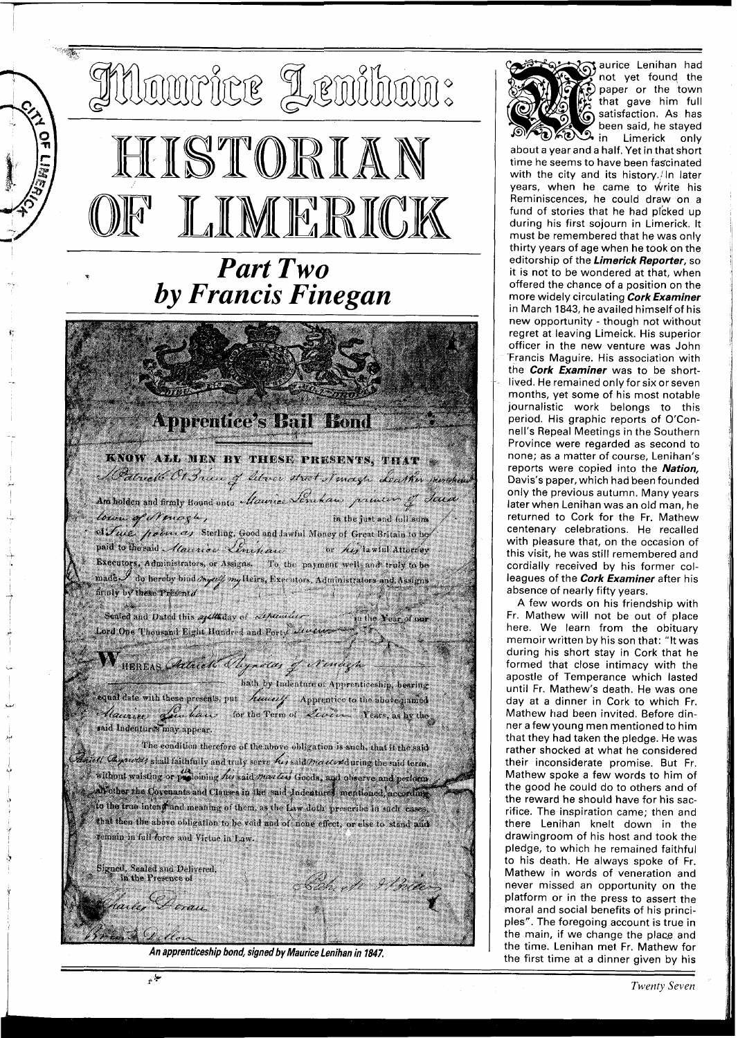# Maurice Lenihan: HISTORIAN OF LIMERICK

## *Part Two by Francis Finegan*

*An apprenticeship bond, signed by Maurice Lenihan in 1847.*

Maurice Lenihan had not yet found the paper or the town that gave him full satisfaction. As has been said, he stayed in Limerick only about a year and a half. Yet in that short time he seems to have been fascinated with the city and its history. In later years, when he came to write his Reminiscences, he could draw on a fund of stories that he had picked up during his first sojourn in Limerick. It must be remembered that he was only thirty years of age when he took on the editorship of the ***Limerick Reporter***, so it is not to be wondered at that, when offered the chance of a position on the more widely circulating ***Cork Examiner*** in March 1843, he availed himself of his new opportunity - though not without regret at leaving Limeick. His superior officer in the new venture was John Francis Maguire. His association with the ***Cork Examiner*** was to be short-lived. He remained only for six or seven months, yet some of his most notable journalistic work belongs to this period. His graphic reports of O'Connell's Repeal Meetings in the Southern Province were regarded as second to none; as a matter of course, Lenihan's reports were copied into the ***Nation,*** Davis's paper, which had been founded only the previous autumn. Many years later when Lenihan was an old man, he returned to Cork for the Fr. Mathew centenary celebrations. He recalled with pleasure that, on the occasion of this visit, he was still remembered and cordially received by his former colleagues of the ***Cork Examiner*** after his absence of nearly fifty years.

A few words on his friendship with Fr. Mathew will not be out of place here. We learn from the obituary memoir written by his son that: "It was during his short stay in Cork that he formed that close intimacy with the apostle of Temperance which lasted until Fr. Mathew's death. He was one day at a dinner in Cork to which Fr. Mathew had been invited. Before dinner a few young men mentioned to him that they had taken the pledge. He was rather shocked at what he considered their inconsiderate promise. But Fr. Mathew spoke a few words to him of the good he could do to others and of the reward he should have for his sacrifice. The inspiration came; then and there Lenihan knelt down in the drawingroom of his host and took the pledge, to which he remained faithful to his death. He always spoke of Fr. Mathew in words of veneration and never missed an opportunity on the platform or in the press to assert the moral and social benefits of his principles". The foregoing account is true in the main, if we change the place and the time. Lenihan met Fr. Mathew for the first time at a dinner given by his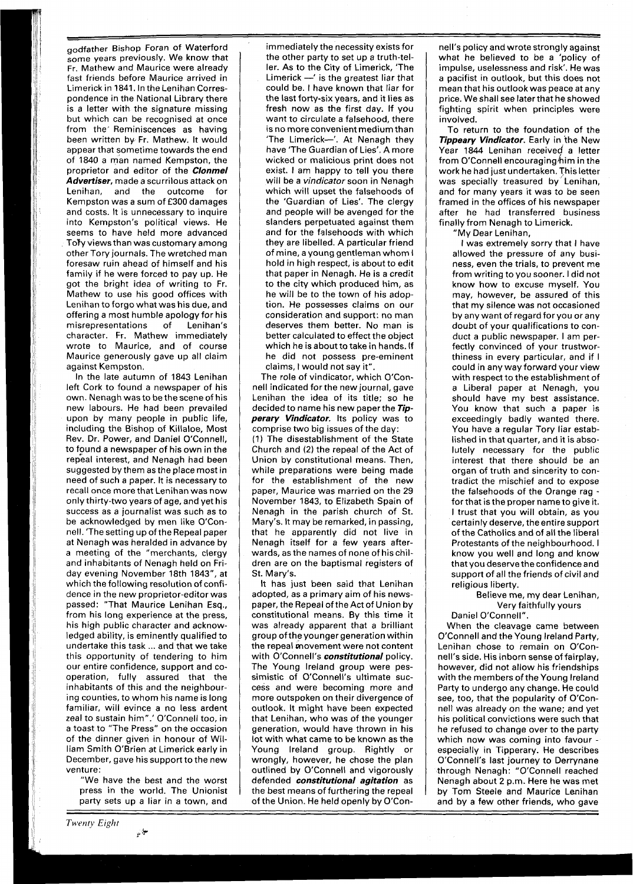godfather Bishop Foran of Waterford some years previously. We know that Fr. Mathew and Maurice were already fast friends before Maurice arrived in Limerick in 1841. In the Lenihan Correspondence in the National Library there is a letter with the signature missing but which can be recognised at once from the Reminiscences as having been written by Fr. Mathew. It would appear that sometime towards the end of 1840 a man named Kempston, the proprietor and editor of the ***Clonmel Advertiser***, made a scurrilous attack on Lenihan, and the outcome for Kempston was a sum of £300 damages and costs. It is unnecessary to inquire into Kempston's political views. He seems to have held more advanced Tory views than was customary among other Tory journals. The wretched man foresaw ruin ahead of himself and his family if he were forced to pay up. He got the bright idea of writing to Fr. Mathew to use his good offices with Lenihan to forgo what was his due, and offering a most humble apology for his misrepresentations of Lenihan's character. Fr. Mathew immediately wrote to Maurice, and of course Maurice generously gave up all claim against Kempston.

In the late autumn of 1843 Lenihan left Cork to found a newspaper of his own. Nenagh was to be the scene of his new labours. He had been prevailed upon by many people in public life, including the Bishop of Killaloe, Most Rev. Dr. Power, and Daniel O'Connell, to found a newspaper of his own in the repeal interest, and Nenagh had been suggested by them as the place most in need of such a paper. It is necessary to recall once more that Lenihan was now only thirty-two years of age, and yet his success as a journalist was such as to be acknowledged by men like O'Connell. 'The setting up of the Repeal paper at Nenagh was heralded in advance by a meeting of the "merchants, clergy and inhabitants of Nenagh held on Friday evening November 18th 1843", at which the following resolution of confidence in the new proprietor-editor was passed: "That Maurice Lenihan Esq., from his long experience at the press, his high public character and acknowledged ability, is eminently qualified to undertake this task ... and that we take this opportunity of tendering to him our entire confidence, support and co-operation, fully assured that the inhabitants of this and the neighbouring counties, to whom his name is long familiar, will evince a no less ardent zeal to sustain him".' O'Connell too, in a toast to "The Press" on the occasion of the dinner given in honour of William Smith O'Brien at Limerick early in December, gave his support to the new venture:

"We have the best and the worst press in the world. The Unionist party sets up a liar in a town, and immediately the necessity exists for the other party to set up a truth-teller. As to the City of Limerick, 'The Limerick —' is the greatest liar that could be. I have known that liar for the last forty-six years, and it lies as fresh now as the first day. If you want to circulate a falsehood, there is no more convenient medium than 'The Limerick—'. At Nenagh they have 'The Guardian of Lies'. A more wicked or malicious print does not exist. I am happy to tell you there will be a *vindicator* soon in Nenagh which will upset the falsehoods of the 'Guardian of Lies'. The clergy and people will be avenged for the slanders perpetuated against them and for the falsehoods with which they are libelled. A particular friend of mine, a young gentleman whom I hold in high respect, is about to edit that paper in Nenagh. He is a credit to the city which produced him, as he will be to the town of his adoption. He possesses claims on our consideration and support: no man deserves them better. No man is better calculated to effect the object which he is about to take in hands. If he did not possess pre-eminent claims, I would not say it".

The role of vindicator, which O'Connell indicated for the new journal, gave Lenihan the idea of its title; so he decided to name his new paper the ***Tipperary Vindicator***. Its policy was to comprise two big issues of the day: (1) The disestablishment of the State Church and (2) the repeal of the Act of Union by constitutional means. Then, while preparations were being made for the establishment of the new paper, Maurice was married on the 29 November 1843, to Elizabeth Spain of Nenagh in the parish church of St. Mary's. It may be remarked, in passing, that he apparently did not live in Nenagh itself for a few years afterwards, as the names of none of his children are on the baptismal registers of St. Mary's.

It has just been said that Lenihan adopted, as a primary aim of his newspaper, the Repeal of the Act of Union by constitutional means. By this time it was already apparent that a brilliant group of the younger generation within the repeal movement were not content with O'Connell's ***constitutional*** policy. The Young Ireland group were pessimistic of O'Connell's ultimate success and were becoming more and more outspoken on their divergence of outlook. It might have been expected that Lenihan, who was of the younger generation, would have thrown in his lot with what came to be known as the Young Ireland group. Rightly or wrongly, however, he chose the plan outlined by O'Connell and vigorously defended ***constitutional agitation*** as the best means of furthering the repeal of the Union. He held openly by O'Connell's policy and wrote strongly against what he believed to be a 'policy of impulse, uselessness and risk'. He was a pacifist in outlook, but this does not mean that his outlook was peace at any price. We shall see later that he showed fighting spirit when principles were involved.

To return to the foundation of the ***Tippeary Vindicator***. Early in the New Year 1844 Lenihan received a letter from O'Connell encouraging him in the work he had just undertaken. This letter was specially treasured by Lenihan, and for many years it was to be seen framed in the offices of his newspaper after he had transferred business finally from Nenagh to Limerick.

"My Dear Lenihan,

I was extremely sorry that I have allowed the pressure of any business, even the trials, to prevent me from writing to you sooner. I did not know how to excuse myself. You may, however, be assured of this that my silence was not occasioned by any want of regard for you or any doubt of your qualifications to conduct a public newspaper. I am perfectly convinced of your trustworthiness in every particular, and if I could in any way forward your view with respect to the establishment of a Liberal paper at Nenagh, you should have my best assistance. You know that such a paper is exceedingly badly wanted there. You have a regular Tory liar established in that quarter, and it is absolutely necessary for the public interest that there should be an organ of truth and sincerity to contradict the mischief and to expose the falsehoods of the Orange rag - for that is the proper name to give it. I trust that you will obtain, as you certainly deserve, the entire support of the Catholics and of all the liberal Protestants of the neighbourhood. I know you well and long and know that you deserve the confidence and support of all the friends of civil and religious liberty.

Believe me, my dear Lenihan,
Very faithfully yours
Daniel O'Connell".

When the cleavage came between O'Connell and the Young Ireland Party, Lenihan chose to remain on O'Connell's side. His inborn sense of fairplay, however, did not allow his friendships with the members of the Young Ireland Party to undergo any change. He could see, too, that the popularity of O'Connell was already on the wane; and yet his political convictions were such that he refused to change over to the party which now was coming into favour - especially in Tipperary. He describes O'Connell's last journey to Derrynane through Nenagh: "O'Connell reached Nenagh about 2 p.m. Here he was met by Tom Steele and Maurice Lenihan and by a few other friends, who gave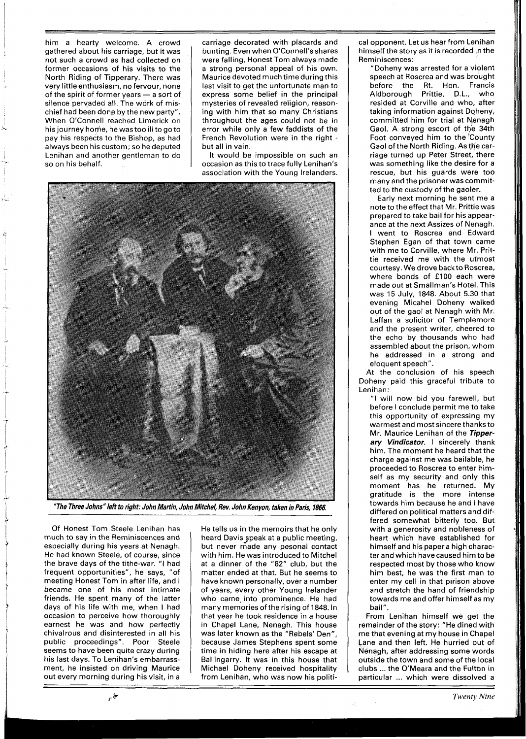him a hearty welcome. A crowd gathered about his carriage, but it was not such a crowd as had collected on former occasions of his visits to the North Riding of Tipperary. There was very little enthusiasm, no fervour, none of the spirit of former years — a sort of silence pervaded all. The work of mischief had been done by the new party". When O'Connell reached Limerick on his journey home, he was too ill to go to pay his respects to the Bishop, as had always been his custom; so he deputed Lenihan and another gentleman to do so on his behalf.

Of Honest Tom Steele Lenihan has much to say in the Reminiscences and especially during his years at Nenagh. He had known Steele, of course, since the brave days of the tithe-war. "I had frequent opportunities", he says, "of meeting Honest Tom in after life, and I became one of his most intimate friends. He spent many of the latter days of his life with me, when I had occasion to perceive how thoroughly earnest he was and how perfectly chivalrous and disinterested in all his public proceedings". Poor Steele seems to have been quite crazy during his last days. To Lenihan's embarrassment, he insisted on driving Maurice out every morning during his visit, in a carriage decorated with placards and bunting. Even when O'Connell's shares were falling, Honest Tom always made a strong personal appeal of his own. Maurice devoted much time during this last visit to get the unfortunate man to express some belief in the principal mysteries of revealed religion, reasoning with him that so many Christians throughout the ages could not be in error while only a few faddists of the French Revolution were in the right - but all in vain.

It would be impossible on such an occasion as this to trace fully Lenihan's association with the Young Irelanders. He tells us in the memoirs that he only heard Davis speak at a public meeting, but never made any pesonal contact with him. He was introduced to Mitchel at a dinner of the "82" club, but the matter ended at that. But he seems to have known personally, over a number of years, every other Young Irelander who came into prominence. He had many memories of the rising of 1848. In that year he took residence in a house in Chapel Lane, Nenagh. This house was later known as the "Rebels' Den", because James Stephens spent some time in hiding here after his escape at Ballingarry. It was in this house that Michael Doheny received hospitality from Lenihan, who was now his political opponent. Let us hear from Lenihan himself the story as it is recorded in the Reminiscences:

"Doheny was arrested for a violent speech at Roscrea and was brought before the Rt. Hon. Francis Aldborough Prittie, D.L., who resided at Corville and who, after taking information against Doheny, committed him for trial at Nenagh Gaol. A strong escort of the 34th Foot conveyed him to the County Gaol of the North Riding. As the carriage turned up Peter Street, there was something like the desire for a rescue, but his guards were too many and the prisoner was committed to the custody of the gaoler.

Early next morning he sent me a note to the effect that Mr. Prittie was prepared to take bail for his appearance at the next Assizes of Nenagh. I went to Roscrea and Edward Stephen Egan of that town came with me to Corville, where Mr. Prittie received me with the utmost courtesy. We drove back to Roscrea, where bonds of £100 each were made out at Smallman's Hotel. This was 15 July, 1848. About 5.30 that evening Micahel Doheny walked out of the gaol at Nenagh with Mr. Laffan a solicitor of Templemore and the present writer, cheered to the echo by thousands who had assembled about the prison, whom he addressed in a strong and eloquent speech".

At the conclusion of his speech Doheny paid this graceful tribute to Lenihan:

"I will now bid you farewell, but before I conclude permit me to take this opportunity of expressing my warmest and most sincere thanks to Mr. Maurice Lenihan of the ***Tipperary Vindicator***. I sincerely thank him. The moment he heard that the charge against me was bailable, he proceeded to Roscrea to enter himself as my security and only this moment has he returned. My gratitude is the more intense towards him because he and I have differed on political matters and differed somewhat bitterly too. But with a generosity and nobleness of heart which have established for himself and his paper a high character and which have caused him to be respected most by those who know him best, he was the first man to enter my cell in that pirison above and stretch the hand of friendship towards me and offer himself as my bail".

From Lenihan himself we get the remainder of the story: "He dined with me that evening at my house in Chapel Lane and then left. He hurried out of Nenagh, after addressing some words outside the town and some of the local clubs ... the O'Meara and the Fulton in particular ... which were dissolved a

*"The Three Johns" left to right: John Martin, John Mitchel, Rev. John Kenyon, taken in Paris, 1866.*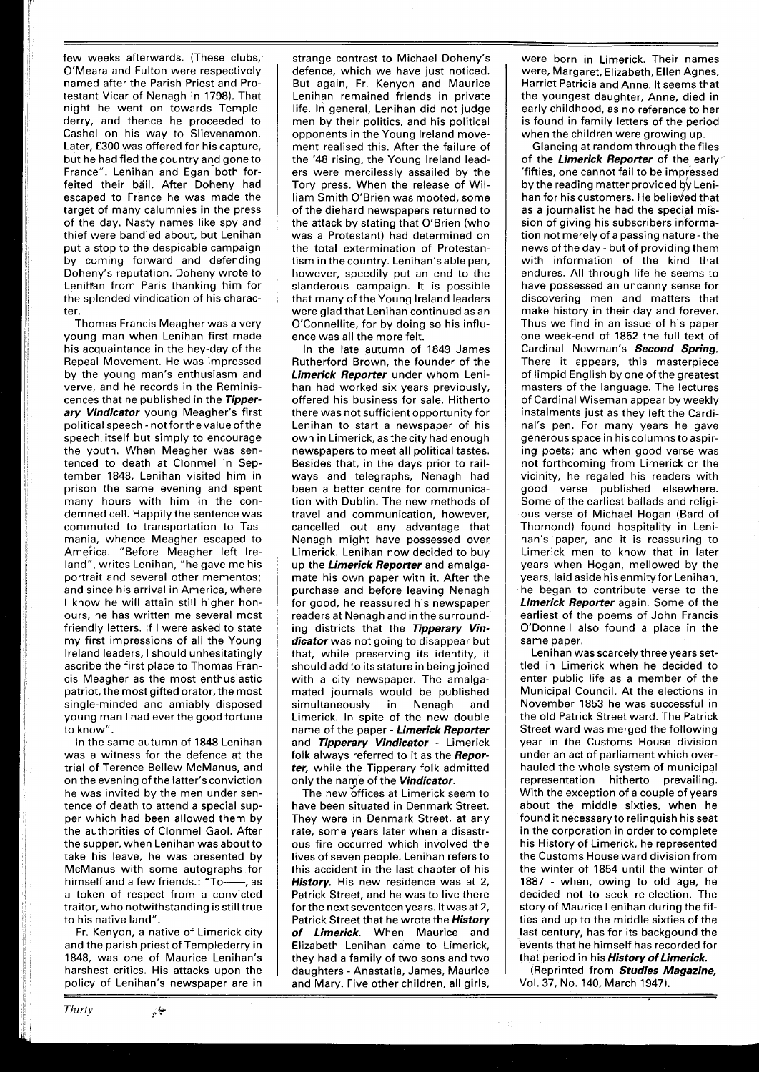few weeks afterwards. (These clubs, O'Meara and Fulton were respectively named after the Parish Priest and Protestant Vicar of Nenagh in 1798). That night he went on towards Templederry, and thence he proceeded to Cashel on his way to Slievenamon. Later, £300 was offered for his capture, but he had fled the country and gone to France". Lenihan and Egan both forfeited their bail. After Doheny had escaped to France he was made the target of many calumnies in the press of the day. Nasty names like spy and thief were bandied about, but Lenihan put a stop to the despicable campaign by coming forward and defending Doheny's reputation. Doheny wrote to Lenihan from Paris thanking him for the splendid vindication of his character.

Thomas Francis Meagher was a very young man when Lenihan first made his acquaintance in the hey-day of the Repeal Movement. He was impressed by the young man's enthusiasm and verve, and he records in the Reminiscences that he published in the ***Tipperary Vindicator*** young Meagher's first political speech - not for the value of the speech itself but simply to encourage the youth. When Meagher was sentenced to death at Clonmel in September 1848, Lenihan visited him in prison the same evening and spent many hours with him in the condemned cell. Happily the sentence was commuted to transportation to Tasmania, whence Meagher escaped to America. "Before Meagher left Ireland", writes Lenihan, "he gave me his portrait and several other mementos; and since his arrival in America, where I know he will attain still higher honours, he has written me several most friendly letters. If I were asked to state my first impressions of all the Young Ireland leaders, I should unhesitatingly ascribe the first place to Thomas Francis Meagher as the most enthusiastic patriot, the most gifted orator, the most single-minded and amiably disposed young man I had ever the good fortune to know".

In the same autumn of 1848 Lenihan was a witness for the defence at the trial of Terence Bellew McManus, and on the evening of the latter's conviction he was invited by the men under sentence of death to attend a special supper which had been allowed them by the authorities of Clonmel Gaol. After the supper, when Lenihan was about to take his leave, he was presented by McManus with some autographs for himself and a few friends.: "To——, as a token of respect from a convicted traitor, who notwithstanding is still true to his native land".

Fr. Kenyon, a native of Limerick city and the parish priest of Templederry in 1848, was one of Maurice Lenihan's harshest critics. His attacks upon the policy of Lenihan's newspaper are in strange contrast to Michael Doheny's defence, which we have just noticed. But again, Fr. Kenyon and Maurice Lenihan remained friends in private life. In general, Lenihan did not judge men by their politics, and his political opponents in the Young Ireland movement realised this. After the failure of the '48 rising, the Young Ireland leaders were mercilessly assailed by the Tory press. When the release of William Smith O'Brien was mooted, some of the diehard newspapers returned to the attack by stating that O'Brien (who was a Protestant) had determined on the total extermination of Protestantism in the country. Lenihan's able pen, however, speedily put an end to the slanderous campaign. It is possible that many of the Young Ireland leaders were glad that Lenihan continued as an O'Connellite, for by doing so his influence was all the more felt.

In the late autumn of 1849 James Rutherford Brown, the founder of the ***Limerick Reporter*** under whom Lenihan had worked six years previously, offered his business for sale. Hitherto there was not sufficient opportunity for Lenihan to start a newspaper of his own in Limerick, as the city had enough newspapers to meet all political tastes. Besides that, in the days prior to railways and telegraphs, Nenagh had been a better centre for communication with Dublin. The new methods of travel and communication, however, cancelled out any advantage that Nenagh might have possessed over Limerick. Lenihan now decided to buy up the ***Limerick Reporter*** and amalgamate his own paper with it. After the purchase and before leaving Nenagh for good, he reassured his newspaper readers at Nenagh and in the surrounding districts that the ***Tipperary Vindicator*** was not going to disappear but that, while preserving its identity, it should add to its stature in being joined with a city newspaper. The amalgamated journals would be published simultaneously in Nenagh and Limerick. In spite of the new double name of the paper - ***Limerick Reporter*** and ***Tipperary Vindicator*** - Limerick folk always referred to it as the ***Reporter***, while the Tipperary folk admitted only the name of the ***Vindicator***.

The new offices at Limerick seem to have been situated in Denmark Street. They were in Denmark Street, at any rate, some years later when a disastrous fire occurred which involved the lives of seven people. Lenihan refers to this accident in the last chapter of his ***History***. His new residence was at 2, Patrick Street, and he was to live there for the next seventeen years. It was at 2, Patrick Street that he wrote the ***History of Limerick***. When Maurice and Elizabeth Lenihan came to Limerick, they had a family of two sons and two daughters - Anastatia, James, Maurice and Mary. Five other children, all girls, were born in Limerick. Their names were, Margaret, Elizabeth, Ellen Agnes, Harriet Patricia and Anne. It seems that the youngest daughter, Anne, died in early childhood, as no reference to her is found in family letters of the period when the children were growing up.

Glancing at random through the files of the ***Limerick Reporter*** of the early 'fifties, one cannot fail to be impressed by the reading matter provided by Lenihan for his customers. He believed that as a journalist he had the special mission of giving his subscribers information not merely of a passing nature - the news of the day - but of providing them with information of the kind that endures. All through life he seems to have possessed an uncanny sense for discovering men and matters that make history in their day and forever. Thus we find in an issue of his paper one week-end of 1852 the full text of Cardinal Newman's ***Second Spring***. There it appears, this masterpiece of limpid English by one of the greatest masters of the language. The lectures of Cardinal Wiseman appear by weekly instalments just as they left the Cardinal's pen. For many years he gave generous space in his columns to aspiring poets; and when good verse was not forthcoming from Limerick or the vicinity, he regaled his readers with good verse published elsewhere. Some of the earliest ballads and religious verse of Michael Hogan (Bard of Thomond) found hospitality in Lenihan's paper, and it is reassuring to Limerick men to know that in later years when Hogan, mellowed by the years, laid aside his enmity for Lenihan, he began to contribute verse to the ***Limerick Reporter*** again. Some of the earliest of the poems of John Francis O'Donnell also found a place in the same paper.

Lenihan was scarcely three years settled in Limerick when he decided to enter public life as a member of the Municipal Council. At the elections in November 1853 he was successful in the old Patrick Street ward. The Patrick Street ward was merged the following year in the Customs House division under an act of parliament which overhauled the whole system of municipal representation hitherto prevailing. With the exception of a couple of years about the middle sixties, when he found it necessary to relinquish his seat in the corporation in order to complete his History of Limerick, he represented the Customs House ward division from the winter of 1854 until the winter of 1887 - when, owing to old age, he decided not to seek re-election. The story of Maurice Lenihan during the fifties and up to the middle sixties of the last century, has for its backgound the events that he himself has recorded for that period in his ***History of Limerick***.

(Reprinted from ***Studies Magazine***, Vol. 37, No. 140, March 1947).